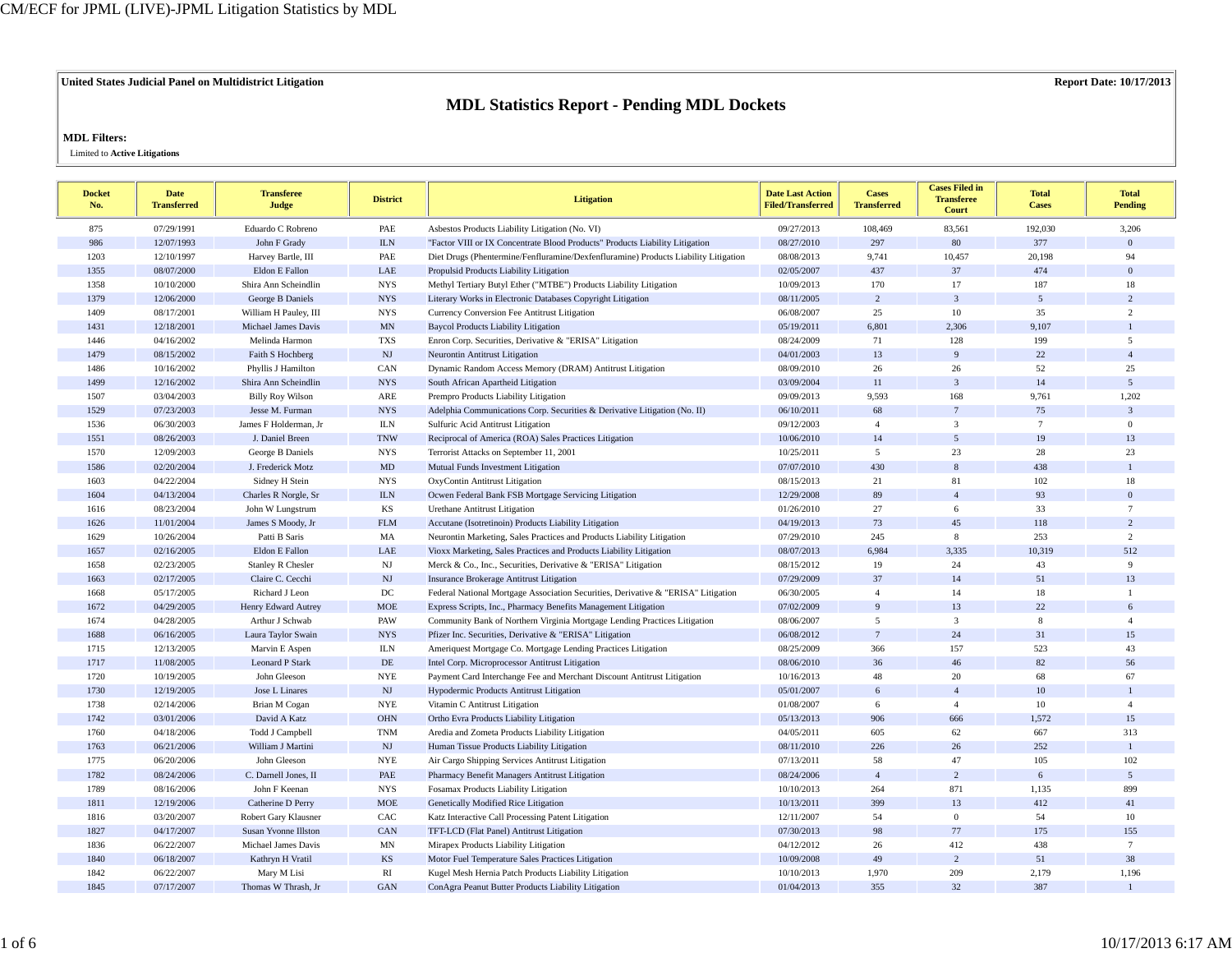**United States Judicial Panel on Multidistrict Litigation** **Report Date: 10/17/2013**

# MDL Statistics Report - Pending MDL Dockets

**MDL Filters:**

Limited to **Active Litigations**

| Docket No. | Date Transferred | Transferee Judge | District | Litigation | Date Last Action Filed/Transferred | Cases Transferred | Cases Filed in Transferee Court | Total Cases | Total Pending |
|---|---|---|---|---|---|---|---|---|---|
| 875 | 07/29/1991 | Eduardo C Robreno | PAE | Asbestos Products Liability Litigation (No. VI) | 09/27/2013 | 108,469 | 83,561 | 192,030 | 3,206 |
| 986 | 12/07/1993 | John F Grady | ILN | "Factor VIII or IX Concentrate Blood Products" Products Liability Litigation | 08/27/2010 | 297 | 80 | 377 | 0 |
| 1203 | 12/10/1997 | Harvey Bartle, III | PAE | Diet Drugs (Phentermine/Fenfluramine/Dexfenfluramine) Products Liability Litigation | 08/08/2013 | 9,741 | 10,457 | 20,198 | 94 |
| 1355 | 08/07/2000 | Eldon E Fallon | LAE | Propulsid Products Liability Litigation | 02/05/2007 | 437 | 37 | 474 | 0 |
| 1358 | 10/10/2000 | Shira Ann Scheindlin | NYS | Methyl Tertiary Butyl Ether ("MTBE") Products Liability Litigation | 10/09/2013 | 170 | 17 | 187 | 18 |
| 1379 | 12/06/2000 | George B Daniels | NYS | Literary Works in Electronic Databases Copyright Litigation | 08/11/2005 | 2 | 3 | 5 | 2 |
| 1409 | 08/17/2001 | William H Pauley, III | NYS | Currency Conversion Fee Antitrust Litigation | 06/08/2007 | 25 | 10 | 35 | 2 |
| 1431 | 12/18/2001 | Michael James Davis | MN | Baycol Products Liability Litigation | 05/19/2011 | 6,801 | 2,306 | 9,107 | 1 |
| 1446 | 04/16/2002 | Melinda Harmon | TXS | Enron Corp. Securities, Derivative & "ERISA" Litigation | 08/24/2009 | 71 | 128 | 199 | 5 |
| 1479 | 08/15/2002 | Faith S Hochberg | NJ | Neurontin Antitrust Litigation | 04/01/2003 | 13 | 9 | 22 | 4 |
| 1486 | 10/16/2002 | Phyllis J Hamilton | CAN | Dynamic Random Access Memory (DRAM) Antitrust Litigation | 08/09/2010 | 26 | 26 | 52 | 25 |
| 1499 | 12/16/2002 | Shira Ann Scheindlin | NYS | South African Apartheid Litigation | 03/09/2004 | 11 | 3 | 14 | 5 |
| 1507 | 03/04/2003 | Billy Roy Wilson | ARE | Prempro Products Liability Litigation | 09/09/2013 | 9,593 | 168 | 9,761 | 1,202 |
| 1529 | 07/23/2003 | Jesse M. Furman | NYS | Adelphia Communications Corp. Securities & Derivative Litigation (No. II) | 06/10/2011 | 68 | 7 | 75 | 3 |
| 1536 | 06/30/2003 | James F Holderman, Jr | ILN | Sulfuric Acid Antitrust Litigation | 09/12/2003 | 4 | 3 | 7 | 0 |
| 1551 | 08/26/2003 | J. Daniel Breen | TNW | Reciprocal of America (ROA) Sales Practices Litigation | 10/06/2010 | 14 | 5 | 19 | 13 |
| 1570 | 12/09/2003 | George B Daniels | NYS | Terrorist Attacks on September 11, 2001 | 10/25/2011 | 5 | 23 | 28 | 23 |
| 1586 | 02/20/2004 | J. Frederick Motz | MD | Mutual Funds Investment Litigation | 07/07/2010 | 430 | 8 | 438 | 1 |
| 1603 | 04/22/2004 | Sidney H Stein | NYS | OxyContin Antitrust Litigation | 08/15/2013 | 21 | 81 | 102 | 18 |
| 1604 | 04/13/2004 | Charles R Norgle, Sr | ILN | Ocwen Federal Bank FSB Mortgage Servicing Litigation | 12/29/2008 | 89 | 4 | 93 | 0 |
| 1616 | 08/23/2004 | John W Lungstrum | KS | Urethane Antitrust Litigation | 01/26/2010 | 27 | 6 | 33 | 7 |
| 1626 | 11/01/2004 | James S Moody, Jr | FLM | Accutane (Isotretinoin) Products Liability Litigation | 04/19/2013 | 73 | 45 | 118 | 2 |
| 1629 | 10/26/2004 | Patti B Saris | MA | Neurontin Marketing, Sales Practices and Products Liability Litigation | 07/29/2010 | 245 | 8 | 253 | 2 |
| 1657 | 02/16/2005 | Eldon E Fallon | LAE | Vioxx Marketing, Sales Practices and Products Liability Litigation | 08/07/2013 | 6,984 | 3,335 | 10,319 | 512 |
| 1658 | 02/23/2005 | Stanley R Chesler | NJ | Merck & Co., Inc., Securities, Derivative & "ERISA" Litigation | 08/15/2012 | 19 | 24 | 43 | 9 |
| 1663 | 02/17/2005 | Claire C. Cecchi | NJ | Insurance Brokerage Antitrust Litigation | 07/29/2009 | 37 | 14 | 51 | 13 |
| 1668 | 05/17/2005 | Richard J Leon | DC | Federal National Mortgage Association Securities, Derivative & "ERISA" Litigation | 06/30/2005 | 4 | 14 | 18 | 1 |
| 1672 | 04/29/2005 | Henry Edward Autrey | MOE | Express Scripts, Inc., Pharmacy Benefits Management Litigation | 07/02/2009 | 9 | 13 | 22 | 6 |
| 1674 | 04/28/2005 | Arthur J Schwab | PAW | Community Bank of Northern Virginia Mortgage Lending Practices Litigation | 08/06/2007 | 5 | 3 | 8 | 4 |
| 1688 | 06/16/2005 | Laura Taylor Swain | NYS | Pfizer Inc. Securities, Derivative & "ERISA" Litigation | 06/08/2012 | 7 | 24 | 31 | 15 |
| 1715 | 12/13/2005 | Marvin E Aspen | ILN | Ameriquest Mortgage Co. Mortgage Lending Practices Litigation | 08/25/2009 | 366 | 157 | 523 | 43 |
| 1717 | 11/08/2005 | Leonard P Stark | DE | Intel Corp. Microprocessor Antitrust Litigation | 08/06/2010 | 36 | 46 | 82 | 56 |
| 1720 | 10/19/2005 | John Gleeson | NYE | Payment Card Interchange Fee and Merchant Discount Antitrust Litigation | 10/16/2013 | 48 | 20 | 68 | 67 |
| 1730 | 12/19/2005 | Jose L Linares | NJ | Hypodermic Products Antitrust Litigation | 05/01/2007 | 6 | 4 | 10 | 1 |
| 1738 | 02/14/2006 | Brian M Cogan | NYE | Vitamin C Antitrust Litigation | 01/08/2007 | 6 | 4 | 10 | 4 |
| 1742 | 03/01/2006 | David A Katz | OHN | Ortho Evra Products Liability Litigation | 05/13/2013 | 906 | 666 | 1,572 | 15 |
| 1760 | 04/18/2006 | Todd J Campbell | TNM | Aredia and Zometa Products Liability Litigation | 04/05/2011 | 605 | 62 | 667 | 313 |
| 1763 | 06/21/2006 | William J Martini | NJ | Human Tissue Products Liability Litigation | 08/11/2010 | 226 | 26 | 252 | 1 |
| 1775 | 06/20/2006 | John Gleeson | NYE | Air Cargo Shipping Services Antitrust Litigation | 07/13/2011 | 58 | 47 | 105 | 102 |
| 1782 | 08/24/2006 | C. Darnell Jones, II | PAE | Pharmacy Benefit Managers Antitrust Litigation | 08/24/2006 | 4 | 2 | 6 | 5 |
| 1789 | 08/16/2006 | John F Keenan | NYS | Fosamax Products Liability Litigation | 10/10/2013 | 264 | 871 | 1,135 | 899 |
| 1811 | 12/19/2006 | Catherine D Perry | MOE | Genetically Modified Rice Litigation | 10/13/2011 | 399 | 13 | 412 | 41 |
| 1816 | 03/20/2007 | Robert Gary Klausner | CAC | Katz Interactive Call Processing Patent Litigation | 12/11/2007 | 54 | 0 | 54 | 10 |
| 1827 | 04/17/2007 | Susan Yvonne Illston | CAN | TFT-LCD (Flat Panel) Antitrust Litigation | 07/30/2013 | 98 | 77 | 175 | 155 |
| 1836 | 06/22/2007 | Michael James Davis | MN | Mirapex Products Liability Litigation | 04/12/2012 | 26 | 412 | 438 | 7 |
| 1840 | 06/18/2007 | Kathryn H Vratil | KS | Motor Fuel Temperature Sales Practices Litigation | 10/09/2008 | 49 | 2 | 51 | 38 |
| 1842 | 06/22/2007 | Mary M Lisi | RI | Kugel Mesh Hernia Patch Products Liability Litigation | 10/10/2013 | 1,970 | 209 | 2,179 | 1,196 |
| 1845 | 07/17/2007 | Thomas W Thrash, Jr | GAN | ConAgra Peanut Butter Products Liability Litigation | 01/04/2013 | 355 | 32 | 387 | 1 |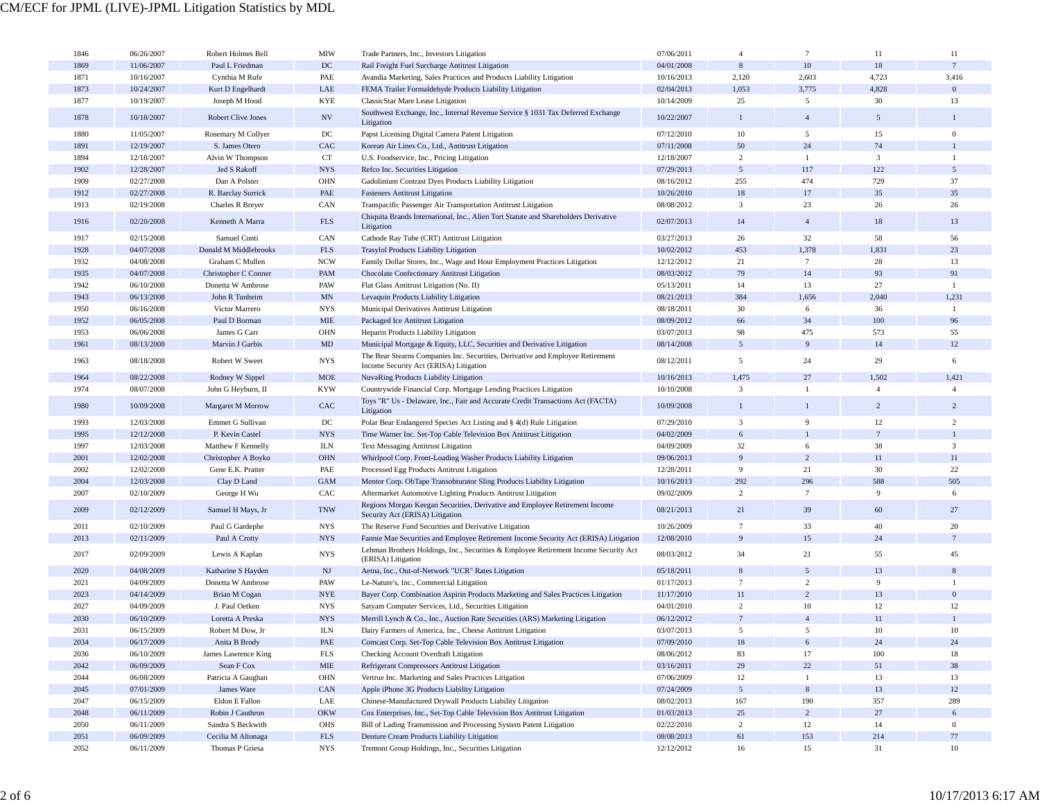| | | | | | | | | | |
|---|---|---|---|---|---|---|---|---|---|
| 1846 | 06/26/2007 | Robert Holmes Bell | MIW | Trade Partners, Inc., Investors Litigation | 07/06/2011 | 4 | 7 | 11 | 11 |
| 1869 | 11/06/2007 | Paul L Friedman | DC | Rail Freight Fuel Surcharge Antitrust Litigation | 04/01/2008 | 8 | 10 | 18 | 7 |
| 1871 | 10/16/2007 | Cynthia M Rufe | PAE | Avandia Marketing, Sales Practices and Products Liability Litigation | 10/16/2013 | 2,120 | 2,603 | 4,723 | 3,416 |
| 1873 | 10/24/2007 | Kurt D Engelhardt | LAE | FEMA Trailer Formaldehyde Products Liability Litigation | 02/04/2013 | 1,053 | 3,775 | 4,828 | 0 |
| 1877 | 10/19/2007 | Joseph M Hood | KYE | ClassicStar Mare Lease Litigation | 10/14/2009 | 25 | 5 | 30 | 13 |
| 1878 | 10/18/2007 | Robert Clive Jones | NV | Southwest Exchange, Inc., Internal Revenue Service § 1031 Tax Deferred Exchange Litigation | 10/22/2007 | 1 | 4 | 5 | 1 |
| 1880 | 11/05/2007 | Rosemary M Collyer | DC | Papst Licensing Digital Camera Patent Litigation | 07/12/2010 | 10 | 5 | 15 | 0 |
| 1891 | 12/19/2007 | S. James Otero | CAC | Korean Air Lines Co., Ltd., Antitrust Litigation | 07/11/2008 | 50 | 24 | 74 | 1 |
| 1894 | 12/18/2007 | Alvin W Thompson | CT | U.S. Foodservice, Inc., Pricing Litigation | 12/18/2007 | 2 | 1 | 3 | 1 |
| 1902 | 12/28/2007 | Jed S Rakoff | NYS | Refco Inc. Securities Litigation | 07/29/2013 | 5 | 117 | 122 | 5 |
| 1909 | 02/27/2008 | Dan A Polster | OHN | Gadolinium Contrast Dyes Products Liability Litigation | 08/16/2012 | 255 | 474 | 729 | 37 |
| 1912 | 02/27/2008 | R. Barclay Surrick | PAE | Fasteners Antitrust Litigation | 10/26/2010 | 18 | 17 | 35 | 35 |
| 1913 | 02/19/2008 | Charles R Breyer | CAN | Transpacific Passenger Air Transportation Antitrust Litigation | 08/08/2012 | 3 | 23 | 26 | 26 |
| 1916 | 02/20/2008 | Kenneth A Marra | FLS | Chiquita Brands International, Inc., Alien Tort Statute and Shareholders Derivative Litigation | 02/07/2013 | 14 | 4 | 18 | 13 |
| 1917 | 02/15/2008 | Samuel Conti | CAN | Cathode Ray Tube (CRT) Antitrust Litigation | 03/27/2013 | 26 | 32 | 58 | 56 |
| 1928 | 04/07/2008 | Donald M Middlebrooks | FLS | Trasylol Products Liability Litigation | 10/02/2012 | 453 | 1,378 | 1,831 | 23 |
| 1932 | 04/08/2008 | Graham C Mullen | NCW | Family Dollar Stores, Inc., Wage and Hour Employment Practices Litigation | 12/12/2012 | 21 | 7 | 28 | 13 |
| 1935 | 04/07/2008 | Christopher C Conner | PAM | Chocolate Confectionary Antitrust Litigation | 08/03/2012 | 79 | 14 | 93 | 91 |
| 1942 | 06/10/2008 | Donetta W Ambrose | PAW | Flat Glass Antitrust Litigation (No. II) | 05/13/2011 | 14 | 13 | 27 | 1 |
| 1943 | 06/13/2008 | John R Tunheim | MN | Levaquin Products Liability Litigation | 08/21/2013 | 384 | 1,656 | 2,040 | 1,231 |
| 1950 | 06/16/2008 | Victor Marrero | NYS | Municipal Derivatives Antitrust Litigation | 08/18/2011 | 30 | 6 | 36 | 1 |
| 1952 | 06/05/2008 | Paul D Borman | MIE | Packaged Ice Antitrust Litigation | 08/09/2012 | 66 | 34 | 100 | 96 |
| 1953 | 06/06/2008 | James G Carr | OHN | Heparin Products Liability Litigation | 03/07/2013 | 98 | 475 | 573 | 55 |
| 1961 | 08/13/2008 | Marvin J Garbis | MD | Municipal Mortgage & Equity, LLC, Securities and Derivative Litigation | 08/14/2008 | 5 | 9 | 14 | 12 |
| 1963 | 08/18/2008 | Robert W Sweet | NYS | The Bear Stearns Companies Inc. Securities, Derivative and Employee Retirement Income Security Act (ERISA) Litigation | 08/12/2011 | 5 | 24 | 29 | 6 |
| 1964 | 08/22/2008 | Rodney W Sippel | MOE | NuvaRing Products Liability Litigation | 10/16/2013 | 1,475 | 27 | 1,502 | 1,421 |
| 1974 | 08/07/2008 | John G Heyburn, II | KYW | Countrywide Financial Corp. Mortgage Lending Practices Litigation | 10/10/2008 | 3 | 1 | 4 | 4 |
| 1980 | 10/09/2008 | Margaret M Morrow | CAC | Toys "R" Us - Delaware, Inc., Fair and Accurate Credit Transactions Act (FACTA) Litigation | 10/09/2008 | 1 | 1 | 2 | 2 |
| 1993 | 12/03/2008 | Emmet G Sullivan | DC | Polar Bear Endangered Species Act Listing and § 4(d) Rule Litigation | 07/29/2010 | 3 | 9 | 12 | 2 |
| 1995 | 12/12/2008 | P. Kevin Castel | NYS | Time Warner Inc. Set-Top Cable Television Box Antitrust Litigation | 04/02/2009 | 6 | 1 | 7 | 1 |
| 1997 | 12/03/2008 | Matthew F Kennelly | ILN | Text Messaging Antitrust Litigation | 04/09/2009 | 32 | 6 | 38 | 3 |
| 2001 | 12/02/2008 | Christopher A Boyko | OHN | Whirlpool Corp. Front-Loading Washer Products Liability Litigation | 09/06/2013 | 9 | 2 | 11 | 11 |
| 2002 | 12/02/2008 | Gene E.K. Pratter | PAE | Processed Egg Products Antitrust Litigation | 12/28/2011 | 9 | 21 | 30 | 22 |
| 2004 | 12/03/2008 | Clay D Land | GAM | Mentor Corp. ObTape Transobturator Sling Products Liability Litigation | 10/16/2013 | 292 | 296 | 588 | 505 |
| 2007 | 02/10/2009 | George H Wu | CAC | Aftermarket Automotive Lighting Products Antitrust Litigation | 09/02/2009 | 2 | 7 | 9 | 6 |
| 2009 | 02/12/2009 | Samuel H Mays, Jr | TNW | Regions Morgan Keegan Securities, Derivative and Employee Retirement Income Security Act (ERISA) Litigation | 08/21/2013 | 21 | 39 | 60 | 27 |
| 2011 | 02/10/2009 | Paul G Gardephe | NYS | The Reserve Fund Securities and Derivative Litigation | 10/26/2009 | 7 | 33 | 40 | 20 |
| 2013 | 02/11/2009 | Paul A Crotty | NYS | Fannie Mae Securities and Employee Retirement Income Security Act (ERISA) Litigation | 12/08/2010 | 9 | 15 | 24 | 7 |
| 2017 | 02/09/2009 | Lewis A Kaplan | NYS | Lehman Brothers Holdings, Inc., Securities & Employee Retirement Income Security Act (ERISA) Litigation | 08/03/2012 | 34 | 21 | 55 | 45 |
| 2020 | 04/08/2009 | Katharine S Hayden | NJ | Aetna, Inc., Out-of-Network "UCR" Rates Litigation | 05/18/2011 | 8 | 5 | 13 | 8 |
| 2021 | 04/09/2009 | Donetta W Ambrose | PAW | Le-Nature's, Inc., Commercial Litigation | 01/17/2013 | 7 | 2 | 9 | 1 |
| 2023 | 04/14/2009 | Brian M Cogan | NYE | Bayer Corp. Combination Aspirin Products Marketing and Sales Practices Litigation | 11/17/2010 | 11 | 2 | 13 | 0 |
| 2027 | 04/09/2009 | J. Paul Oetken | NYS | Satyam Computer Services, Ltd., Securities Litigation | 04/01/2010 | 2 | 10 | 12 | 12 |
| 2030 | 06/10/2009 | Loretta A Preska | NYS | Merrill Lynch & Co., Inc., Auction Rate Securities (ARS) Marketing Litigation | 06/12/2012 | 7 | 4 | 11 | 1 |
| 2031 | 06/15/2009 | Robert M Dow, Jr | ILN | Dairy Farmers of America, Inc., Cheese Antitrust Litigation | 03/07/2013 | 5 | 5 | 10 | 10 |
| 2034 | 06/17/2009 | Anita B Brody | PAE | Comcast Corp. Set-Top Cable Television Box Antitrust Litigation | 07/09/2010 | 18 | 6 | 24 | 24 |
| 2036 | 06/10/2009 | James Lawrence King | FLS | Checking Account Overdraft Litigation | 08/06/2012 | 83 | 17 | 100 | 18 |
| 2042 | 06/09/2009 | Sean F Cox | MIE | Refrigerant Compressors Antitrust Litigation | 03/16/2011 | 29 | 22 | 51 | 38 |
| 2044 | 06/08/2009 | Patricia A Gaughan | OHN | Vertrue Inc. Marketing and Sales Practices Litigation | 07/06/2009 | 12 | 1 | 13 | 13 |
| 2045 | 07/01/2009 | James Ware | CAN | Apple iPhone 3G Products Liability Litigation | 07/24/2009 | 5 | 8 | 13 | 12 |
| 2047 | 06/15/2009 | Eldon E Fallon | LAE | Chinese-Manufactured Drywall Products Liability Litigation | 08/02/2013 | 167 | 190 | 357 | 289 |
| 2048 | 06/11/2009 | Robin J Cauthron | OKW | Cox Enterprises, Inc., Set-Top Cable Television Box Antitrust Litigation | 01/03/2013 | 25 | 2 | 27 | 6 |
| 2050 | 06/11/2009 | Sandra S Beckwith | OHS | Bill of Lading Transmission and Processing System Patent Litigation | 02/22/2010 | 2 | 12 | 14 | 0 |
| 2051 | 06/09/2009 | Cecilia M Altonaga | FLS | Denture Cream Products Liability Litigation | 08/08/2013 | 61 | 153 | 214 | 77 |
| 2052 | 06/11/2009 | Thomas P Griesa | NYS | Tremont Group Holdings, Inc., Securities Litigation | 12/12/2012 | 16 | 15 | 31 | 10 |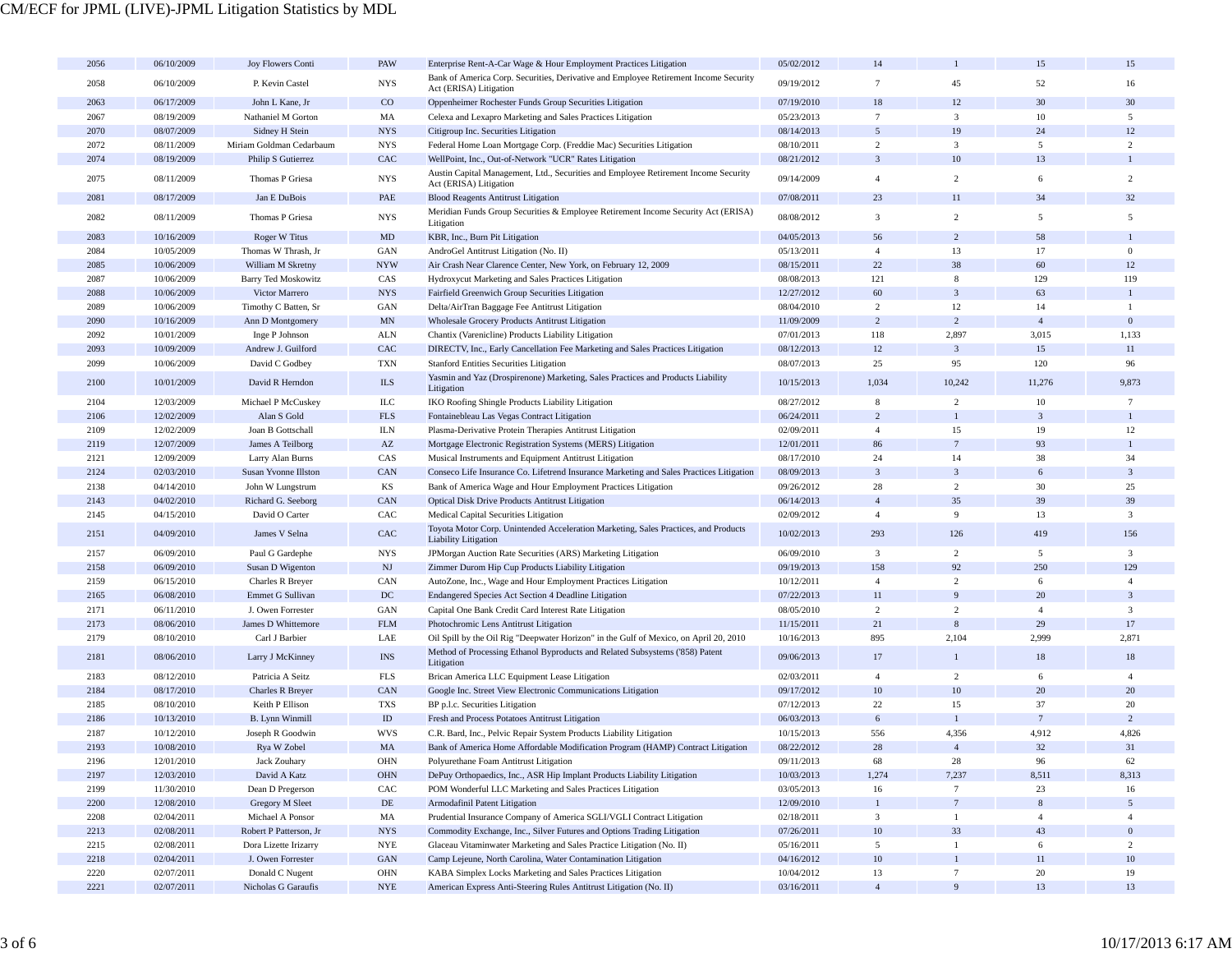| | | | | | | | | | |
|---|---|---|---|---|---|---|---|---|---|
| 2056 | 06/10/2009 | Joy Flowers Conti | PAW | Enterprise Rent-A-Car Wage & Hour Employment Practices Litigation | 05/02/2012 | 14 | 1 | 15 | 15 |
| 2058 | 06/10/2009 | P. Kevin Castel | NYS | Bank of America Corp. Securities, Derivative and Employee Retirement Income Security Act (ERISA) Litigation | 09/19/2012 | 7 | 45 | 52 | 16 |
| 2063 | 06/17/2009 | John L Kane, Jr | CO | Oppenheimer Rochester Funds Group Securities Litigation | 07/19/2010 | 18 | 12 | 30 | 30 |
| 2067 | 08/19/2009 | Nathaniel M Gorton | MA | Celexa and Lexapro Marketing and Sales Practices Litigation | 05/23/2013 | 7 | 3 | 10 | 5 |
| 2070 | 08/07/2009 | Sidney H Stein | NYS | Citigroup Inc. Securities Litigation | 08/14/2013 | 5 | 19 | 24 | 12 |
| 2072 | 08/11/2009 | Miriam Goldman Cedarbaum | NYS | Federal Home Loan Mortgage Corp. (Freddie Mac) Securities Litigation | 08/10/2011 | 2 | 3 | 5 | 2 |
| 2074 | 08/19/2009 | Philip S Gutierrez | CAC | WellPoint, Inc., Out-of-Network "UCR" Rates Litigation | 08/21/2012 | 3 | 10 | 13 | 1 |
| 2075 | 08/11/2009 | Thomas P Griesa | NYS | Austin Capital Management, Ltd., Securities and Employee Retirement Income Security Act (ERISA) Litigation | 09/14/2009 | 4 | 2 | 6 | 2 |
| 2081 | 08/17/2009 | Jan E DuBois | PAE | Blood Reagents Antitrust Litigation | 07/08/2011 | 23 | 11 | 34 | 32 |
| 2082 | 08/11/2009 | Thomas P Griesa | NYS | Meridian Funds Group Securities & Employee Retirement Income Security Act (ERISA) Litigation | 08/08/2012 | 3 | 2 | 5 | 5 |
| 2083 | 10/16/2009 | Roger W Titus | MD | KBR, Inc., Burn Pit Litigation | 04/05/2013 | 56 | 2 | 58 | 1 |
| 2084 | 10/05/2009 | Thomas W Thrash, Jr | GAN | AndroGel Antitrust Litigation (No. II) | 05/13/2011 | 4 | 13 | 17 | 0 |
| 2085 | 10/06/2009 | William M Skretny | NYW | Air Crash Near Clarence Center, New York, on February 12, 2009 | 08/15/2011 | 22 | 38 | 60 | 12 |
| 2087 | 10/06/2009 | Barry Ted Moskowitz | CAS | Hydroxycut Marketing and Sales Practices Litigation | 08/08/2013 | 121 | 8 | 129 | 119 |
| 2088 | 10/06/2009 | Victor Marrero | NYS | Fairfield Greenwich Group Securities Litigation | 12/27/2012 | 60 | 3 | 63 | 1 |
| 2089 | 10/06/2009 | Timothy C Batten, Sr | GAN | Delta/AirTran Baggage Fee Antitrust Litigation | 08/04/2010 | 2 | 12 | 14 | 1 |
| 2090 | 10/16/2009 | Ann D Montgomery | MN | Wholesale Grocery Products Antitrust Litigation | 11/09/2009 | 2 | 2 | 4 | 0 |
| 2092 | 10/01/2009 | Inge P Johnson | ALN | Chantix (Varenicline) Products Liability Litigation | 07/01/2013 | 118 | 2,897 | 3,015 | 1,133 |
| 2093 | 10/09/2009 | Andrew J. Guilford | CAC | DIRECTV, Inc., Early Cancellation Fee Marketing and Sales Practices Litigation | 08/12/2013 | 12 | 3 | 15 | 11 |
| 2099 | 10/06/2009 | David C Godbey | TXN | Stanford Entities Securities Litigation | 08/07/2013 | 25 | 95 | 120 | 96 |
| 2100 | 10/01/2009 | David R Herndon | ILS | Yasmin and Yaz (Drospirenone) Marketing, Sales Practices and Products Liability Litigation | 10/15/2013 | 1,034 | 10,242 | 11,276 | 9,873 |
| 2104 | 12/03/2009 | Michael P McCuskey | ILC | IKO Roofing Shingle Products Liability Litigation | 08/27/2012 | 8 | 2 | 10 | 7 |
| 2106 | 12/02/2009 | Alan S Gold | FLS | Fontainebleau Las Vegas Contract Litigation | 06/24/2011 | 2 | 1 | 3 | 1 |
| 2109 | 12/02/2009 | Joan B Gottschall | ILN | Plasma-Derivative Protein Therapies Antitrust Litigation | 02/09/2011 | 4 | 15 | 19 | 12 |
| 2119 | 12/07/2009 | James A Teilborg | AZ | Mortgage Electronic Registration Systems (MERS) Litigation | 12/01/2011 | 86 | 7 | 93 | 1 |
| 2121 | 12/09/2009 | Larry Alan Burns | CAS | Musical Instruments and Equipment Antitrust Litigation | 08/17/2010 | 24 | 14 | 38 | 34 |
| 2124 | 02/03/2010 | Susan Yvonne Illston | CAN | Conseco Life Insurance Co. Lifetrend Insurance Marketing and Sales Practices Litigation | 08/09/2013 | 3 | 3 | 6 | 3 |
| 2138 | 04/14/2010 | John W Lungstrum | KS | Bank of America Wage and Hour Employment Practices Litigation | 09/26/2012 | 28 | 2 | 30 | 25 |
| 2143 | 04/02/2010 | Richard G. Seeborg | CAN | Optical Disk Drive Products Antitrust Litigation | 06/14/2013 | 4 | 35 | 39 | 39 |
| 2145 | 04/15/2010 | David O Carter | CAC | Medical Capital Securities Litigation | 02/09/2012 | 4 | 9 | 13 | 3 |
| 2151 | 04/09/2010 | James V Selna | CAC | Toyota Motor Corp. Unintended Acceleration Marketing, Sales Practices, and Products Liability Litigation | 10/02/2013 | 293 | 126 | 419 | 156 |
| 2157 | 06/09/2010 | Paul G Gardephe | NYS | JPMorgan Auction Rate Securities (ARS) Marketing Litigation | 06/09/2010 | 3 | 2 | 5 | 3 |
| 2158 | 06/09/2010 | Susan D Wigenton | NJ | Zimmer Durom Hip Cup Products Liability Litigation | 09/19/2013 | 158 | 92 | 250 | 129 |
| 2159 | 06/15/2010 | Charles R Breyer | CAN | AutoZone, Inc., Wage and Hour Employment Practices Litigation | 10/12/2011 | 4 | 2 | 6 | 4 |
| 2165 | 06/08/2010 | Emmet G Sullivan | DC | Endangered Species Act Section 4 Deadline Litigation | 07/22/2013 | 11 | 9 | 20 | 3 |
| 2171 | 06/11/2010 | J. Owen Forrester | GAN | Capital One Bank Credit Card Interest Rate Litigation | 08/05/2010 | 2 | 2 | 4 | 3 |
| 2173 | 08/06/2010 | James D Whittemore | FLM | Photochromic Lens Antitrust Litigation | 11/15/2011 | 21 | 8 | 29 | 17 |
| 2179 | 08/10/2010 | Carl J Barbier | LAE | Oil Spill by the Oil Rig "Deepwater Horizon" in the Gulf of Mexico, on April 20, 2010 | 10/16/2013 | 895 | 2,104 | 2,999 | 2,871 |
| 2181 | 08/06/2010 | Larry J McKinney | INS | Method of Processing Ethanol Byproducts and Related Subsystems ('858) Patent Litigation | 09/06/2013 | 17 | 1 | 18 | 18 |
| 2183 | 08/12/2010 | Patricia A Seitz | FLS | Brican America LLC Equipment Lease Litigation | 02/03/2011 | 4 | 2 | 6 | 4 |
| 2184 | 08/17/2010 | Charles R Breyer | CAN | Google Inc. Street View Electronic Communications Litigation | 09/17/2012 | 10 | 10 | 20 | 20 |
| 2185 | 08/10/2010 | Keith P Ellison | TXS | BP p.l.c. Securities Litigation | 07/12/2013 | 22 | 15 | 37 | 20 |
| 2186 | 10/13/2010 | B. Lynn Winmill | ID | Fresh and Process Potatoes Antitrust Litigation | 06/03/2013 | 6 | 1 | 7 | 2 |
| 2187 | 10/12/2010 | Joseph R Goodwin | WVS | C.R. Bard, Inc., Pelvic Repair System Products Liability Litigation | 10/15/2013 | 556 | 4,356 | 4,912 | 4,826 |
| 2193 | 10/08/2010 | Rya W Zobel | MA | Bank of America Home Affordable Modification Program (HAMP) Contract Litigation | 08/22/2012 | 28 | 4 | 32 | 31 |
| 2196 | 12/01/2010 | Jack Zouhary | OHN | Polyurethane Foam Antitrust Litigation | 09/11/2013 | 68 | 28 | 96 | 62 |
| 2197 | 12/03/2010 | David A Katz | OHN | DePuy Orthopaedics, Inc., ASR Hip Implant Products Liability Litigation | 10/03/2013 | 1,274 | 7,237 | 8,511 | 8,313 |
| 2199 | 11/30/2010 | Dean D Pregerson | CAC | POM Wonderful LLC Marketing and Sales Practices Litigation | 03/05/2013 | 16 | 7 | 23 | 16 |
| 2200 | 12/08/2010 | Gregory M Sleet | DE | Armodafinil Patent Litigation | 12/09/2010 | 1 | 7 | 8 | 5 |
| 2208 | 02/04/2011 | Michael A Ponsor | MA | Prudential Insurance Company of America SGLI/VGLI Contract Litigation | 02/18/2011 | 3 | 1 | 4 | 4 |
| 2213 | 02/08/2011 | Robert P Patterson, Jr | NYS | Commodity Exchange, Inc., Silver Futures and Options Trading Litigation | 07/26/2011 | 10 | 33 | 43 | 0 |
| 2215 | 02/08/2011 | Dora Lizette Irizarry | NYE | Glaceau Vitaminwater Marketing and Sales Practice Litigation (No. II) | 05/16/2011 | 5 | 1 | 6 | 2 |
| 2218 | 02/04/2011 | J. Owen Forrester | GAN | Camp Lejeune, North Carolina, Water Contamination Litigation | 04/16/2012 | 10 | 1 | 11 | 10 |
| 2220 | 02/07/2011 | Donald C Nugent | OHN | KABA Simplex Locks Marketing and Sales Practices Litigation | 10/04/2012 | 13 | 7 | 20 | 19 |
| 2221 | 02/07/2011 | Nicholas G Garaufis | NYE | American Express Anti-Steering Rules Antitrust Litigation (No. II) | 03/16/2011 | 4 | 9 | 13 | 13 |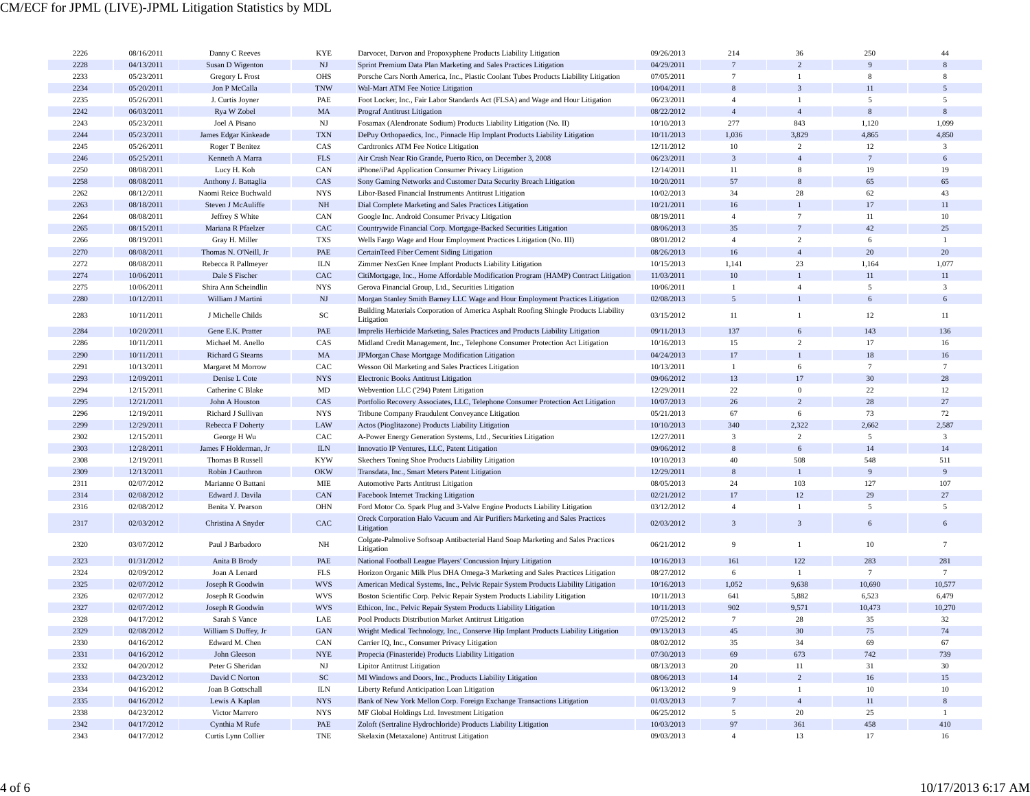| | | | | | | | | | |
|---|---|---|---|---|---|---|---|---|---|
| 2226 | 08/16/2011 | Danny C Reeves | KYE | Darvocet, Darvon and Propoxyphene Products Liability Litigation | 09/26/2013 | 214 | 36 | 250 | 44 |
| 2228 | 04/13/2011 | Susan D Wigenton | NJ | Sprint Premium Data Plan Marketing and Sales Practices Litigation | 04/29/2011 | 7 | 2 | 9 | 8 |
| 2233 | 05/23/2011 | Gregory L Frost | OHS | Porsche Cars North America, Inc., Plastic Coolant Tubes Products Liability Litigation | 07/05/2011 | 7 | 1 | 8 | 8 |
| 2234 | 05/20/2011 | Jon P McCalla | TNW | Wal-Mart ATM Fee Notice Litigation | 10/04/2011 | 8 | 3 | 11 | 5 |
| 2235 | 05/26/2011 | J. Curtis Joyner | PAE | Foot Locker, Inc., Fair Labor Standards Act (FLSA) and Wage and Hour Litigation | 06/23/2011 | 4 | 1 | 5 | 5 |
| 2242 | 06/03/2011 | Rya W Zobel | MA | Prograf Antitrust Litigation | 08/22/2012 | 4 | 4 | 8 | 8 |
| 2243 | 05/23/2011 | Joel A Pisano | NJ | Fosamax (Alendronate Sodium) Products Liability Litigation (No. II) | 10/10/2013 | 277 | 843 | 1,120 | 1,099 |
| 2244 | 05/23/2011 | James Edgar Kinkeade | TXN | DePuy Orthopaedics, Inc., Pinnacle Hip Implant Products Liability Litigation | 10/11/2013 | 1,036 | 3,829 | 4,865 | 4,850 |
| 2245 | 05/26/2011 | Roger T Benitez | CAS | Cardtronics ATM Fee Notice Litigation | 12/11/2012 | 10 | 2 | 12 | 3 |
| 2246 | 05/25/2011 | Kenneth A Marra | FLS | Air Crash Near Rio Grande, Puerto Rico, on December 3, 2008 | 06/23/2011 | 3 | 4 | 7 | 6 |
| 2250 | 08/08/2011 | Lucy H. Koh | CAN | iPhone/iPad Application Consumer Privacy Litigation | 12/14/2011 | 11 | 8 | 19 | 19 |
| 2258 | 08/08/2011 | Anthony J. Battaglia | CAS | Sony Gaming Networks and Customer Data Security Breach Litigation | 10/20/2011 | 57 | 8 | 65 | 65 |
| 2262 | 08/12/2011 | Naomi Reice Buchwald | NYS | Libor-Based Financial Instruments Antitrust Litigation | 10/02/2013 | 34 | 28 | 62 | 43 |
| 2263 | 08/18/2011 | Steven J McAuliffe | NH | Dial Complete Marketing and Sales Practices Litigation | 10/21/2011 | 16 | 1 | 17 | 11 |
| 2264 | 08/08/2011 | Jeffrey S White | CAN | Google Inc. Android Consumer Privacy Litigation | 08/19/2011 | 4 | 7 | 11 | 10 |
| 2265 | 08/15/2011 | Mariana R Pfaelzer | CAC | Countrywide Financial Corp. Mortgage-Backed Securities Litigation | 08/06/2013 | 35 | 7 | 42 | 25 |
| 2266 | 08/19/2011 | Gray H. Miller | TXS | Wells Fargo Wage and Hour Employment Practices Litigation (No. III) | 08/01/2012 | 4 | 2 | 6 | 1 |
| 2270 | 08/08/2011 | Thomas N. O'Neill, Jr | PAE | CertainTeed Fiber Cement Siding Litigation | 08/26/2013 | 16 | 4 | 20 | 20 |
| 2272 | 08/08/2011 | Rebecca R Pallmeyer | ILN | Zimmer NexGen Knee Implant Products Liability Litigation | 10/15/2013 | 1,141 | 23 | 1,164 | 1,077 |
| 2274 | 10/06/2011 | Dale S Fischer | CAC | CitiMortgage, Inc., Home Affordable Modification Program (HAMP) Contract Litigation | 11/03/2011 | 10 | 1 | 11 | 11 |
| 2275 | 10/06/2011 | Shira Ann Scheindlin | NYS | Gerova Financial Group, Ltd., Securities Litigation | 10/06/2011 | 1 | 4 | 5 | 3 |
| 2280 | 10/12/2011 | William J Martini | NJ | Morgan Stanley Smith Barney LLC Wage and Hour Employment Practices Litigation | 02/08/2013 | 5 | 1 | 6 | 6 |
| 2283 | 10/11/2011 | J Michelle Childs | SC | Building Materials Corporation of America Asphalt Roofing Shingle Products Liability Litigation | 03/15/2012 | 11 | 1 | 12 | 11 |
| 2284 | 10/20/2011 | Gene E.K. Pratter | PAE | Imprelis Herbicide Marketing, Sales Practices and Products Liability Litigation | 09/11/2013 | 137 | 6 | 143 | 136 |
| 2286 | 10/11/2011 | Michael M. Anello | CAS | Midland Credit Management, Inc., Telephone Consumer Protection Act Litigation | 10/16/2013 | 15 | 2 | 17 | 16 |
| 2290 | 10/11/2011 | Richard G Stearns | MA | JPMorgan Chase Mortgage Modification Litigation | 04/24/2013 | 17 | 1 | 18 | 16 |
| 2291 | 10/13/2011 | Margaret M Morrow | CAC | Wesson Oil Marketing and Sales Practices Litigation | 10/13/2011 | 1 | 6 | 7 | 7 |
| 2293 | 12/09/2011 | Denise L Cote | NYS | Electronic Books Antitrust Litigation | 09/06/2012 | 13 | 17 | 30 | 28 |
| 2294 | 12/15/2011 | Catherine C Blake | MD | Webvention LLC ('294) Patent Litigation | 12/29/2011 | 22 | 0 | 22 | 12 |
| 2295 | 12/21/2011 | John A Houston | CAS | Portfolio Recovery Associates, LLC, Telephone Consumer Protection Act Litigation | 10/07/2013 | 26 | 2 | 28 | 27 |
| 2296 | 12/19/2011 | Richard J Sullivan | NYS | Tribune Company Fraudulent Conveyance Litigation | 05/21/2013 | 67 | 6 | 73 | 72 |
| 2299 | 12/29/2011 | Rebecca F Doherty | LAW | Actos (Pioglitazone) Products Liability Litigation | 10/10/2013 | 340 | 2,322 | 2,662 | 2,587 |
| 2302 | 12/15/2011 | George H Wu | CAC | A-Power Energy Generation Systems, Ltd., Securities Litigation | 12/27/2011 | 3 | 2 | 5 | 3 |
| 2303 | 12/28/2011 | James F Holderman, Jr | ILN | Innovatio IP Ventures, LLC, Patent Litigation | 09/06/2012 | 8 | 6 | 14 | 14 |
| 2308 | 12/19/2011 | Thomas B Russell | KYW | Skechers Toning Shoe Products Liability Litigation | 10/10/2013 | 40 | 508 | 548 | 511 |
| 2309 | 12/13/2011 | Robin J Cauthron | OKW | Transdata, Inc., Smart Meters Patent Litigation | 12/29/2011 | 8 | 1 | 9 | 9 |
| 2311 | 02/07/2012 | Marianne O Battani | MIE | Automotive Parts Antitrust Litigation | 08/05/2013 | 24 | 103 | 127 | 107 |
| 2314 | 02/08/2012 | Edward J. Davila | CAN | Facebook Internet Tracking Litigation | 02/21/2012 | 17 | 12 | 29 | 27 |
| 2316 | 02/08/2012 | Benita Y. Pearson | OHN | Ford Motor Co. Spark Plug and 3-Valve Engine Products Liability Litigation | 03/12/2012 | 4 | 1 | 5 | 5 |
| 2317 | 02/03/2012 | Christina A Snyder | CAC | Oreck Corporation Halo Vacuum and Air Purifiers Marketing and Sales Practices Litigation | 02/03/2012 | 3 | 3 | 6 | 6 |
| 2320 | 03/07/2012 | Paul J Barbadoro | NH | Colgate-Palmolive Softsoap Antibacterial Hand Soap Marketing and Sales Practices Litigation | 06/21/2012 | 9 | 1 | 10 | 7 |
| 2323 | 01/31/2012 | Anita B Brody | PAE | National Football League Players' Concussion Injury Litigation | 10/16/2013 | 161 | 122 | 283 | 281 |
| 2324 | 02/09/2012 | Joan A Lenard | FLS | Horizon Organic Milk Plus DHA Omega-3 Marketing and Sales Practices Litigation | 08/27/2012 | 6 | 1 | 7 | 7 |
| 2325 | 02/07/2012 | Joseph R Goodwin | WVS | American Medical Systems, Inc., Pelvic Repair System Products Liability Litigation | 10/16/2013 | 1,052 | 9,638 | 10,690 | 10,577 |
| 2326 | 02/07/2012 | Joseph R Goodwin | WVS | Boston Scientific Corp. Pelvic Repair System Products Liability Litigation | 10/11/2013 | 641 | 5,882 | 6,523 | 6,479 |
| 2327 | 02/07/2012 | Joseph R Goodwin | WVS | Ethicon, Inc., Pelvic Repair System Products Liability Litigation | 10/11/2013 | 902 | 9,571 | 10,473 | 10,270 |
| 2328 | 04/17/2012 | Sarah S Vance | LAE | Pool Products Distribution Market Antitrust Litigation | 07/25/2012 | 7 | 28 | 35 | 32 |
| 2329 | 02/08/2012 | William S Duffey, Jr | GAN | Wright Medical Technology, Inc., Conserve Hip Implant Products Liability Litigation | 09/13/2013 | 45 | 30 | 75 | 74 |
| 2330 | 04/16/2012 | Edward M. Chen | CAN | Carrier IQ, Inc., Consumer Privacy Litigation | 08/02/2012 | 35 | 34 | 69 | 67 |
| 2331 | 04/16/2012 | John Gleeson | NYE | Propecia (Finasteride) Products Liability Litigation | 07/30/2013 | 69 | 673 | 742 | 739 |
| 2332 | 04/20/2012 | Peter G Sheridan | NJ | Lipitor Antitrust Litigation | 08/13/2013 | 20 | 11 | 31 | 30 |
| 2333 | 04/23/2012 | David C Norton | SC | MI Windows and Doors, Inc., Products Liability Litigation | 08/06/2013 | 14 | 2 | 16 | 15 |
| 2334 | 04/16/2012 | Joan B Gottschall | ILN | Liberty Refund Anticipation Loan Litigation | 06/13/2012 | 9 | 1 | 10 | 10 |
| 2335 | 04/16/2012 | Lewis A Kaplan | NYS | Bank of New York Mellon Corp. Foreign Exchange Transactions Litigation | 01/03/2013 | 7 | 4 | 11 | 8 |
| 2338 | 04/23/2012 | Victor Marrero | NYS | MF Global Holdings Ltd. Investment Litigation | 06/25/2012 | 5 | 20 | 25 | 1 |
| 2342 | 04/17/2012 | Cynthia M Rufe | PAE | Zoloft (Sertraline Hydrochloride) Products Liability Litigation | 10/03/2013 | 97 | 361 | 458 | 410 |
| 2343 | 04/17/2012 | Curtis Lynn Collier | TNE | Skelaxin (Metaxalone) Antitrust Litigation | 09/03/2013 | 4 | 13 | 17 | 16 |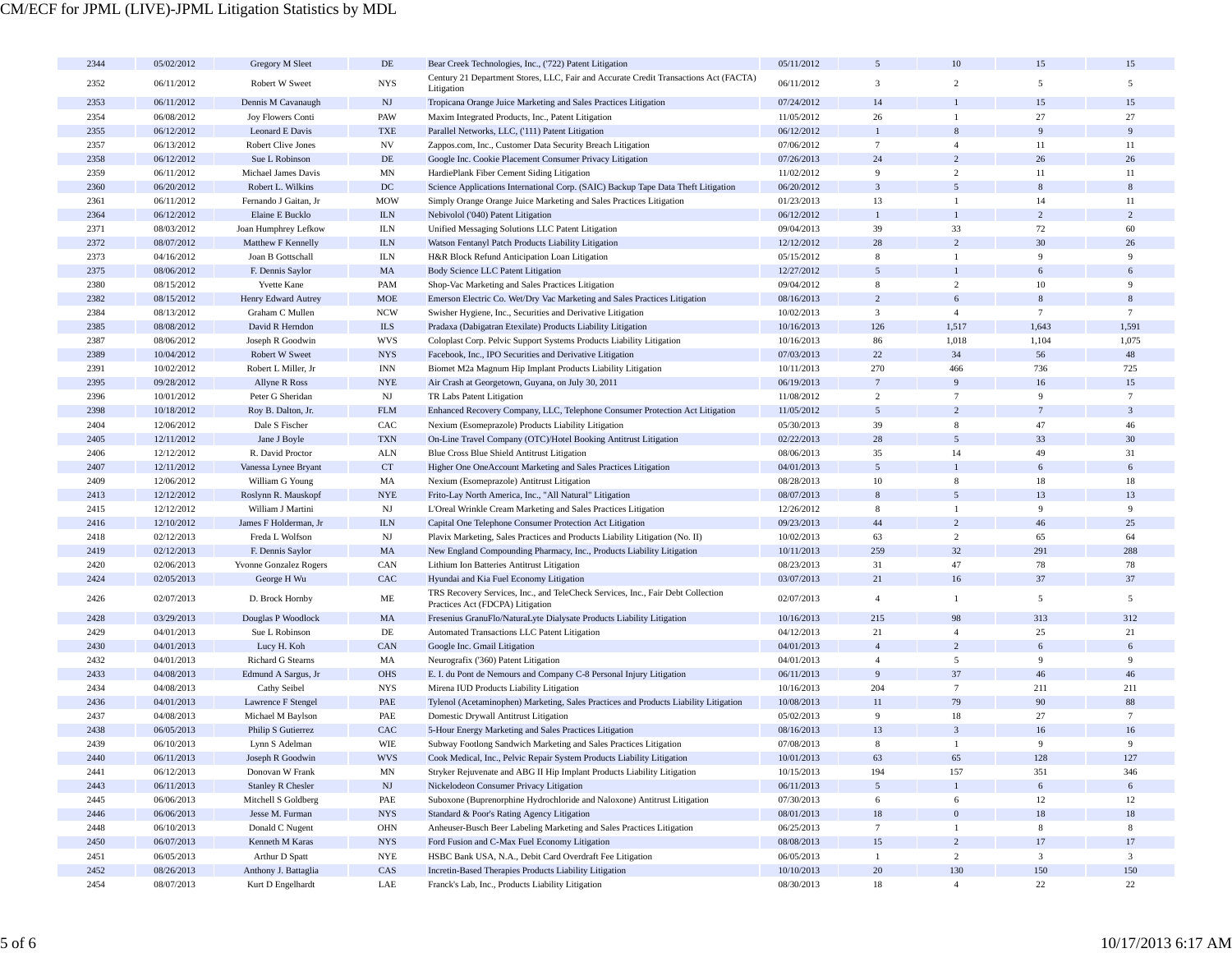| | | | | | | | | | |
|---|---|---|---|---|---|---|---|---|---|
| 2344 | 05/02/2012 | Gregory M Sleet | DE | Bear Creek Technologies, Inc., ('722) Patent Litigation | 05/11/2012 | 5 | 10 | 15 | 15 |
| 2352 | 06/11/2012 | Robert W Sweet | NYS | Century 21 Department Stores, LLC, Fair and Accurate Credit Transactions Act (FACTA) Litigation | 06/11/2012 | 3 | 2 | 5 | 5 |
| 2353 | 06/11/2012 | Dennis M Cavanaugh | NJ | Tropicana Orange Juice Marketing and Sales Practices Litigation | 07/24/2012 | 14 | 1 | 15 | 15 |
| 2354 | 06/08/2012 | Joy Flowers Conti | PAW | Maxim Integrated Products, Inc., Patent Litigation | 11/05/2012 | 26 | 1 | 27 | 27 |
| 2355 | 06/12/2012 | Leonard E Davis | TXE | Parallel Networks, LLC, ('111) Patent Litigation | 06/12/2012 | 1 | 8 | 9 | 9 |
| 2357 | 06/13/2012 | Robert Clive Jones | NV | Zappos.com, Inc., Customer Data Security Breach Litigation | 07/06/2012 | 7 | 4 | 11 | 11 |
| 2358 | 06/12/2012 | Sue L Robinson | DE | Google Inc. Cookie Placement Consumer Privacy Litigation | 07/26/2013 | 24 | 2 | 26 | 26 |
| 2359 | 06/11/2012 | Michael James Davis | MN | HardiePlank Fiber Cement Siding Litigation | 11/02/2012 | 9 | 2 | 11 | 11 |
| 2360 | 06/20/2012 | Robert L. Wilkins | DC | Science Applications International Corp. (SAIC) Backup Tape Data Theft Litigation | 06/20/2012 | 3 | 5 | 8 | 8 |
| 2361 | 06/11/2012 | Fernando J Gaitan, Jr | MOW | Simply Orange Orange Juice Marketing and Sales Practices Litigation | 01/23/2013 | 13 | 1 | 14 | 11 |
| 2364 | 06/12/2012 | Elaine E Bucklo | ILN | Nebivolol ('040) Patent Litigation | 06/12/2012 | 1 | 1 | 2 | 2 |
| 2371 | 08/03/2012 | Joan Humphrey Lefkow | ILN | Unified Messaging Solutions LLC Patent Litigation | 09/04/2013 | 39 | 33 | 72 | 60 |
| 2372 | 08/07/2012 | Matthew F Kennelly | ILN | Watson Fentanyl Patch Products Liability Litigation | 12/12/2012 | 28 | 2 | 30 | 26 |
| 2373 | 04/16/2012 | Joan B Gottschall | ILN | H&R Block Refund Anticipation Loan Litigation | 05/15/2012 | 8 | 1 | 9 | 9 |
| 2375 | 08/06/2012 | F. Dennis Saylor | MA | Body Science LLC Patent Litigation | 12/27/2012 | 5 | 1 | 6 | 6 |
| 2380 | 08/15/2012 | Yvette Kane | PAM | Shop-Vac Marketing and Sales Practices Litigation | 09/04/2012 | 8 | 2 | 10 | 9 |
| 2382 | 08/15/2012 | Henry Edward Autrey | MOE | Emerson Electric Co. Wet/Dry Vac Marketing and Sales Practices Litigation | 08/16/2013 | 2 | 6 | 8 | 8 |
| 2384 | 08/13/2012 | Graham C Mullen | NCW | Swisher Hygiene, Inc., Securities and Derivative Litigation | 10/02/2013 | 3 | 4 | 7 | 7 |
| 2385 | 08/08/2012 | David R Herndon | ILS | Pradaxa (Dabigatran Etexilate) Products Liability Litigation | 10/16/2013 | 126 | 1,517 | 1,643 | 1,591 |
| 2387 | 08/06/2012 | Joseph R Goodwin | WVS | Coloplast Corp. Pelvic Support Systems Products Liability Litigation | 10/16/2013 | 86 | 1,018 | 1,104 | 1,075 |
| 2389 | 10/04/2012 | Robert W Sweet | NYS | Facebook, Inc., IPO Securities and Derivative Litigation | 07/03/2013 | 22 | 34 | 56 | 48 |
| 2391 | 10/02/2012 | Robert L Miller, Jr | INN | Biomet M2a Magnum Hip Implant Products Liability Litigation | 10/11/2013 | 270 | 466 | 736 | 725 |
| 2395 | 09/28/2012 | Allyne R Ross | NYE | Air Crash at Georgetown, Guyana, on July 30, 2011 | 06/19/2013 | 7 | 9 | 16 | 15 |
| 2396 | 10/01/2012 | Peter G Sheridan | NJ | TR Labs Patent Litigation | 11/08/2012 | 2 | 7 | 9 | 7 |
| 2398 | 10/18/2012 | Roy B. Dalton, Jr. | FLM | Enhanced Recovery Company, LLC, Telephone Consumer Protection Act Litigation | 11/05/2012 | 5 | 2 | 7 | 3 |
| 2404 | 12/06/2012 | Dale S Fischer | CAC | Nexium (Esomeprazole) Products Liability Litigation | 05/30/2013 | 39 | 8 | 47 | 46 |
| 2405 | 12/11/2012 | Jane J Boyle | TXN | On-Line Travel Company (OTC)/Hotel Booking Antitrust Litigation | 02/22/2013 | 28 | 5 | 33 | 30 |
| 2406 | 12/12/2012 | R. David Proctor | ALN | Blue Cross Blue Shield Antitrust Litigation | 08/06/2013 | 35 | 14 | 49 | 31 |
| 2407 | 12/11/2012 | Vanessa Lynee Bryant | CT | Higher One OneAccount Marketing and Sales Practices Litigation | 04/01/2013 | 5 | 1 | 6 | 6 |
| 2409 | 12/06/2012 | William G Young | MA | Nexium (Esomeprazole) Antitrust Litigation | 08/28/2013 | 10 | 8 | 18 | 18 |
| 2413 | 12/12/2012 | Roslynn R. Mauskopf | NYE | Frito-Lay North America, Inc., "All Natural" Litigation | 08/07/2013 | 8 | 5 | 13 | 13 |
| 2415 | 12/12/2012 | William J Martini | NJ | L'Oreal Wrinkle Cream Marketing and Sales Practices Litigation | 12/26/2012 | 8 | 1 | 9 | 9 |
| 2416 | 12/10/2012 | James F Holderman, Jr | ILN | Capital One Telephone Consumer Protection Act Litigation | 09/23/2013 | 44 | 2 | 46 | 25 |
| 2418 | 02/12/2013 | Freda L Wolfson | NJ | Plavix Marketing, Sales Practices and Products Liability Litigation (No. II) | 10/02/2013 | 63 | 2 | 65 | 64 |
| 2419 | 02/12/2013 | F. Dennis Saylor | MA | New England Compounding Pharmacy, Inc., Products Liability Litigation | 10/11/2013 | 259 | 32 | 291 | 288 |
| 2420 | 02/06/2013 | Yvonne Gonzalez Rogers | CAN | Lithium Ion Batteries Antitrust Litigation | 08/23/2013 | 31 | 47 | 78 | 78 |
| 2424 | 02/05/2013 | George H Wu | CAC | Hyundai and Kia Fuel Economy Litigation | 03/07/2013 | 21 | 16 | 37 | 37 |
| 2426 | 02/07/2013 | D. Brock Hornby | ME | TRS Recovery Services, Inc., and TeleCheck Services, Inc., Fair Debt Collection Practices Act (FDCPA) Litigation | 02/07/2013 | 4 | 1 | 5 | 5 |
| 2428 | 03/29/2013 | Douglas P Woodlock | MA | Fresenius GranuFlo/NaturaLyte Dialysate Products Liability Litigation | 10/16/2013 | 215 | 98 | 313 | 312 |
| 2429 | 04/01/2013 | Sue L Robinson | DE | Automated Transactions LLC Patent Litigation | 04/12/2013 | 21 | 4 | 25 | 21 |
| 2430 | 04/01/2013 | Lucy H. Koh | CAN | Google Inc. Gmail Litigation | 04/01/2013 | 4 | 2 | 6 | 6 |
| 2432 | 04/01/2013 | Richard G Stearns | MA | Neurografix ('360) Patent Litigation | 04/01/2013 | 4 | 5 | 9 | 9 |
| 2433 | 04/08/2013 | Edmund A Sargus, Jr | OHS | E. I. du Pont de Nemours and Company C-8 Personal Injury Litigation | 06/11/2013 | 9 | 37 | 46 | 46 |
| 2434 | 04/08/2013 | Cathy Seibel | NYS | Mirena IUD Products Liability Litigation | 10/16/2013 | 204 | 7 | 211 | 211 |
| 2436 | 04/01/2013 | Lawrence F Stengel | PAE | Tylenol (Acetaminophen) Marketing, Sales Practices and Products Liability Litigation | 10/08/2013 | 11 | 79 | 90 | 88 |
| 2437 | 04/08/2013 | Michael M Baylson | PAE | Domestic Drywall Antitrust Litigation | 05/02/2013 | 9 | 18 | 27 | 7 |
| 2438 | 06/05/2013 | Philip S Gutierrez | CAC | 5-Hour Energy Marketing and Sales Practices Litigation | 08/16/2013 | 13 | 3 | 16 | 16 |
| 2439 | 06/10/2013 | Lynn S Adelman | WIE | Subway Footlong Sandwich Marketing and Sales Practices Litigation | 07/08/2013 | 8 | 1 | 9 | 9 |
| 2440 | 06/11/2013 | Joseph R Goodwin | WVS | Cook Medical, Inc., Pelvic Repair System Products Liability Litigation | 10/01/2013 | 63 | 65 | 128 | 127 |
| 2441 | 06/12/2013 | Donovan W Frank | MN | Stryker Rejuvenate and ABG II Hip Implant Products Liability Litigation | 10/15/2013 | 194 | 157 | 351 | 346 |
| 2443 | 06/11/2013 | Stanley R Chesler | NJ | Nickelodeon Consumer Privacy Litigation | 06/11/2013 | 5 | 1 | 6 | 6 |
| 2445 | 06/06/2013 | Mitchell S Goldberg | PAE | Suboxone (Buprenorphine Hydrochloride and Naloxone) Antitrust Litigation | 07/30/2013 | 6 | 6 | 12 | 12 |
| 2446 | 06/06/2013 | Jesse M. Furman | NYS | Standard & Poor's Rating Agency Litigation | 08/01/2013 | 18 | 0 | 18 | 18 |
| 2448 | 06/10/2013 | Donald C Nugent | OHN | Anheuser-Busch Beer Labeling Marketing and Sales Practices Litigation | 06/25/2013 | 7 | 1 | 8 | 8 |
| 2450 | 06/07/2013 | Kenneth M Karas | NYS | Ford Fusion and C-Max Fuel Economy Litigation | 08/08/2013 | 15 | 2 | 17 | 17 |
| 2451 | 06/05/2013 | Arthur D Spatt | NYE | HSBC Bank USA, N.A., Debit Card Overdraft Fee Litigation | 06/05/2013 | 1 | 2 | 3 | 3 |
| 2452 | 08/26/2013 | Anthony J. Battaglia | CAS | Incretin-Based Therapies Products Liability Litigation | 10/10/2013 | 20 | 130 | 150 | 150 |
| 2454 | 08/07/2013 | Kurt D Engelhardt | LAE | Franck's Lab, Inc., Products Liability Litigation | 08/30/2013 | 18 | 4 | 22 | 22 |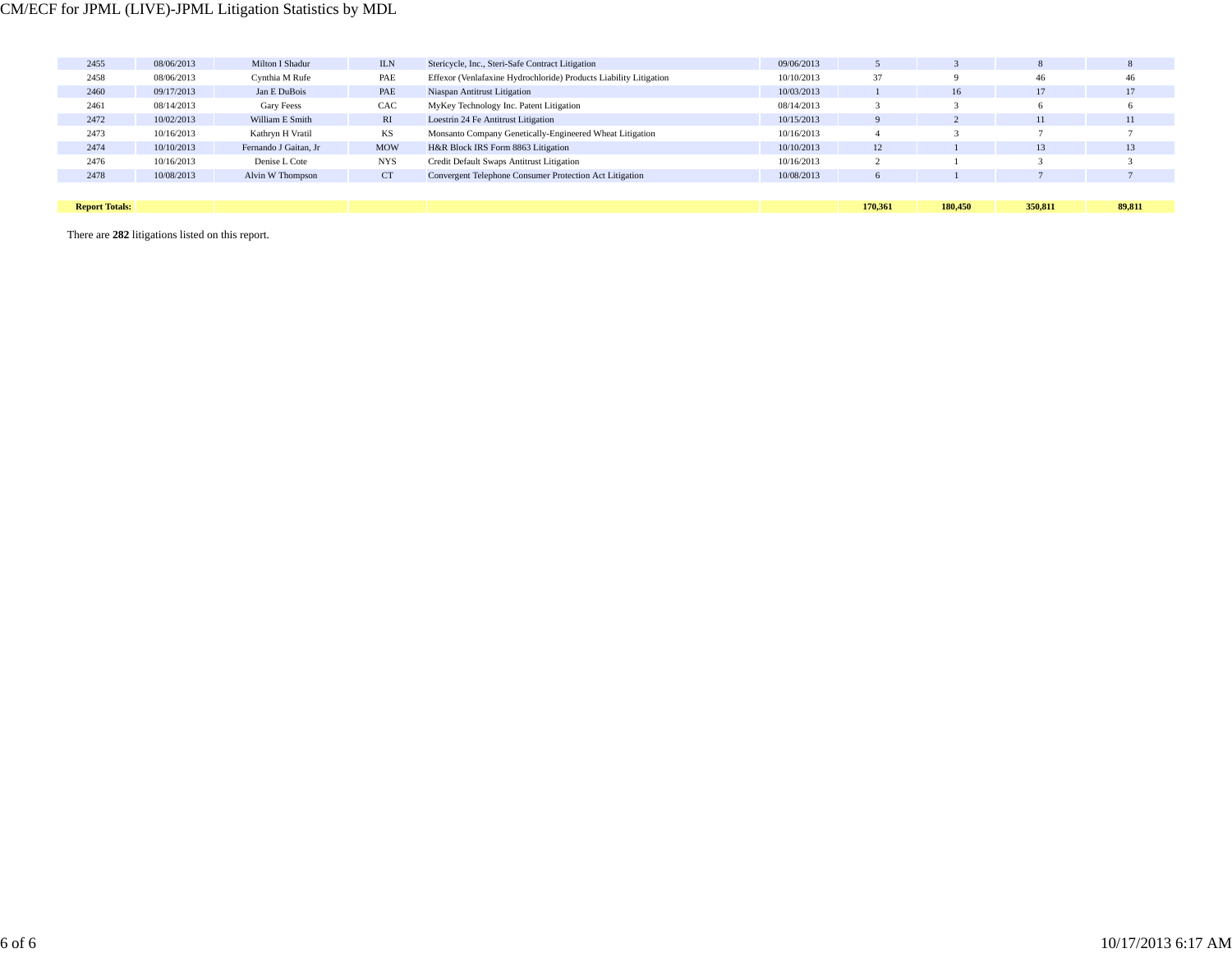| | | | | | | | | | |
|---|---|---|---|---|---|---|---|---|---|
| 2455 | 08/06/2013 | Milton I Shadur | ILN | Stericycle, Inc., Steri-Safe Contract Litigation | 09/06/2013 | 5 | 3 | 8 | 8 |
| 2458 | 08/06/2013 | Cynthia M Rufe | PAE | Effexor (Venlafaxine Hydrochloride) Products Liability Litigation | 10/10/2013 | 37 | 9 | 46 | 46 |
| 2460 | 09/17/2013 | Jan E DuBois | PAE | Niaspan Antitrust Litigation | 10/03/2013 | 1 | 16 | 17 | 17 |
| 2461 | 08/14/2013 | Gary Feess | CAC | MyKey Technology Inc. Patent Litigation | 08/14/2013 | 3 | 3 | 6 | 6 |
| 2472 | 10/02/2013 | William E Smith | RI | Loestrin 24 Fe Antitrust Litigation | 10/15/2013 | 9 | 2 | 11 | 11 |
| 2473 | 10/16/2013 | Kathryn H Vratil | KS | Monsanto Company Genetically-Engineered Wheat Litigation | 10/16/2013 | 4 | 3 | 7 | 7 |
| 2474 | 10/10/2013 | Fernando J Gaitan, Jr | MOW | H&R Block IRS Form 8863 Litigation | 10/10/2013 | 12 | 1 | 13 | 13 |
| 2476 | 10/16/2013 | Denise L Cote | NYS | Credit Default Swaps Antitrust Litigation | 10/16/2013 | 2 | 1 | 3 | 3 |
| 2478 | 10/08/2013 | Alvin W Thompson | CT | Convergent Telephone Consumer Protection Act Litigation | 10/08/2013 | 6 | 1 | 7 | 7 |
| **Report Totals:** | | | | | | **170,361** | **180,450** | **350,811** | **89,811** |

There are **282** litigations listed on this report.